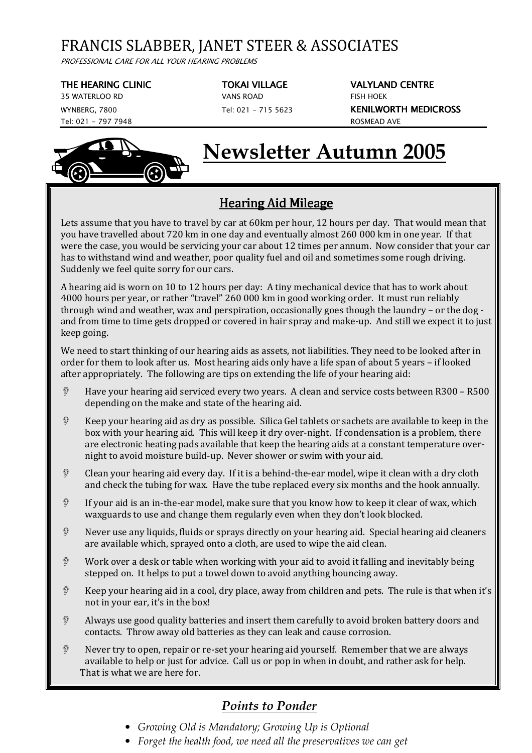# FRANCIS SLABBER, JANET STEER & ASSOCIATES

*PROFESSIONAL CARE FOR ALL YOUR HEARING PROBLEMS*

**THE HEARING CLINIC**
35 WATERLOO RD
WYNBERG, 7800
Tel: 021 - 797 7948

**TOKAI VILLAGE**
VANS ROAD
Tel: 021 - 715 5623

**VALYLAND CENTRE**
FISH HOEK

**KENILWORTH MEDICROSS**
ROSMEAD AVE

# Newsletter Autumn 2005

## Hearing Aid Mileage

Lets assume that you have to travel by car at 60km per hour, 12 hours per day. That would mean that you have travelled about 720 km in one day and eventually almost 260 000 km in one year. If that were the case, you would be servicing your car about 12 times per annum. Now consider that your car has to withstand wind and weather, poor quality fuel and oil and sometimes some rough driving. Suddenly we feel quite sorry for our cars.

A hearing aid is worn on 10 to 12 hours per day: A tiny mechanical device that has to work about 4000 hours per year, or rather "travel" 260 000 km in good working order. It must run reliably through wind and weather, wax and perspiration, occasionally goes though the laundry – or the dog - and from time to time gets dropped or covered in hair spray and make-up. And still we expect it to just keep going.

We need to start thinking of our hearing aids as assets, not liabilities. They need to be looked after in order for them to look after us. Most hearing aids only have a life span of about 5 years – if looked after appropriately. The following are tips on extending the life of your hearing aid:

- Have your hearing aid serviced every two years. A clean and service costs between R300 – R500 depending on the make and state of the hearing aid.
- Keep your hearing aid as dry as possible. Silica Gel tablets or sachets are available to keep in the box with your hearing aid. This will keep it dry over-night. If condensation is a problem, there are electronic heating pads available that keep the hearing aids at a constant temperature over-night to avoid moisture build-up. Never shower or swim with your aid.
- Clean your hearing aid every day. If it is a behind-the-ear model, wipe it clean with a dry cloth and check the tubing for wax. Have the tube replaced every six months and the hook annually.
- If your aid is an in-the-ear model, make sure that you know how to keep it clear of wax, which waxguards to use and change them regularly even when they don't look blocked.
- Never use any liquids, fluids or sprays directly on your hearing aid. Special hearing aid cleaners are available which, sprayed onto a cloth, are used to wipe the aid clean.
- Work over a desk or table when working with your aid to avoid it falling and inevitably being stepped on. It helps to put a towel down to avoid anything bouncing away.
- Keep your hearing aid in a cool, dry place, away from children and pets. The rule is that when it's not in your ear, it's in the box!
- Always use good quality batteries and insert them carefully to avoid broken battery doors and contacts. Throw away old batteries as they can leak and cause corrosion.
- Never try to open, repair or re-set your hearing aid yourself. Remember that we are always available to help or just for advice. Call us or pop in when in doubt, and rather ask for help. That is what we are here for.

## *Points to Ponder*

- *Growing Old is Mandatory; Growing Up is Optional*
- *Forget the health food, we need all the preservatives we can get*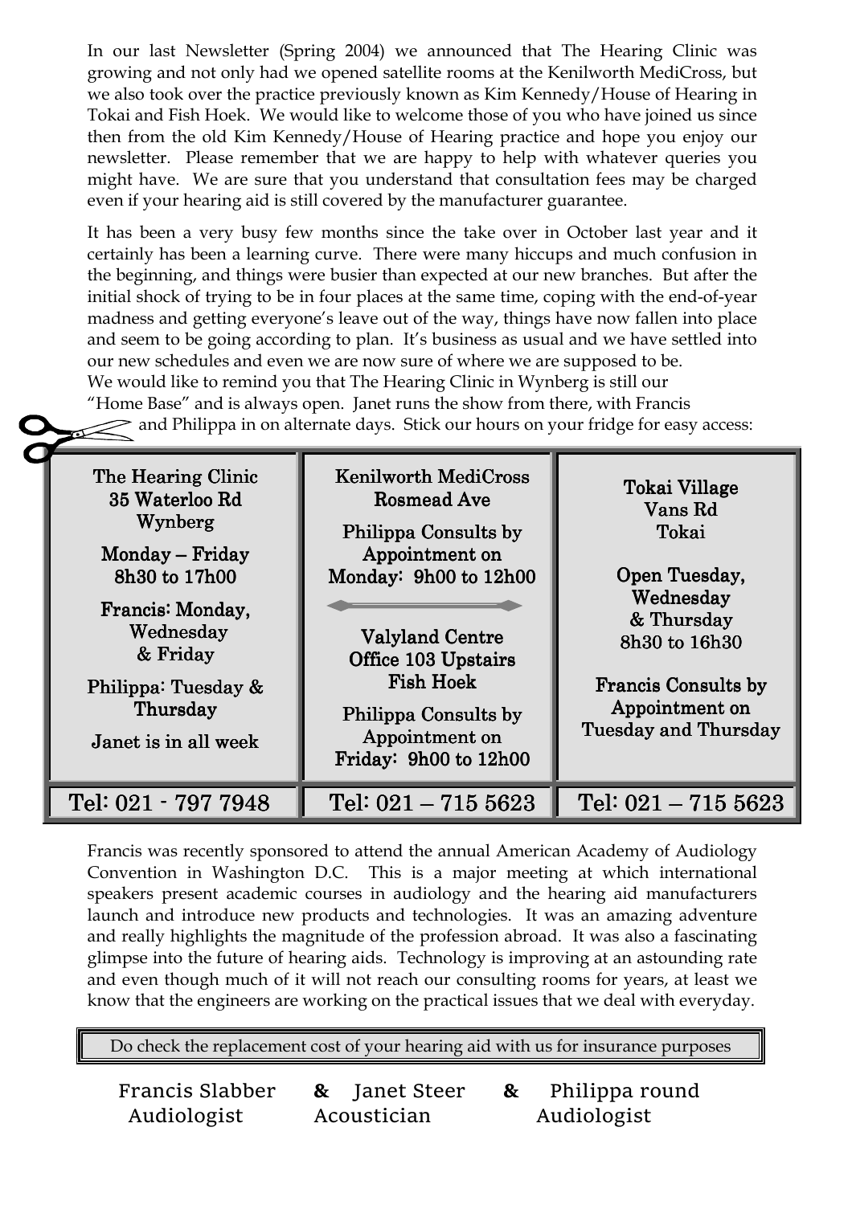In our last Newsletter (Spring 2004) we announced that The Hearing Clinic was growing and not only had we opened satellite rooms at the Kenilworth MediCross, but we also took over the practice previously known as Kim Kennedy/House of Hearing in Tokai and Fish Hoek. We would like to welcome those of you who have joined us since then from the old Kim Kennedy/House of Hearing practice and hope you enjoy our newsletter. Please remember that we are happy to help with whatever queries you might have. We are sure that you understand that consultation fees may be charged even if your hearing aid is still covered by the manufacturer guarantee.

It has been a very busy few months since the take over in October last year and it certainly has been a learning curve. There were many hiccups and much confusion in the beginning, and things were busier than expected at our new branches. But after the initial shock of trying to be in four places at the same time, coping with the end-of-year madness and getting everyone's leave out of the way, things have now fallen into place and seem to be going according to plan. It's business as usual and we have settled into our new schedules and even we are now sure of where we are supposed to be.
We would like to remind you that The Hearing Clinic in Wynberg is still our "Home Base" and is always open. Janet runs the show from there, with Francis and Philippa in on alternate days. Stick our hours on your fridge for easy access:

| | | |
|---|---|---|
| The Hearing Clinic<br>35 Waterloo Rd<br>Wynberg<br><br>Monday – Friday<br>8h30 to 17h00<br><br>Francis: Monday, Wednesday & Friday<br><br>Philippa: Tuesday & Thursday<br><br>Janet is in all week | Kenilworth MediCross<br>Rosmead Ave<br><br>Philippa Consults by Appointment on<br>Monday: 9h00 to 12h00<br><br>Valyland Centre<br>Office 103 Upstairs<br>Fish Hoek<br><br>Philippa Consults by Appointment on<br>Friday: 9h00 to 12h00 | Tokai Village<br>Vans Rd<br>Tokai<br><br>Open Tuesday, Wednesday & Thursday<br>8h30 to 16h30<br><br>Francis Consults by Appointment on<br>Tuesday and Thursday |
| Tel: 021 - 797 7948 | Tel: 021 – 715 5623 | Tel: 021 – 715 5623 |

Francis was recently sponsored to attend the annual American Academy of Audiology Convention in Washington D.C. This is a major meeting at which international speakers present academic courses in audiology and the hearing aid manufacturers launch and introduce new products and technologies. It was an amazing adventure and really highlights the magnitude of the profession abroad. It was also a fascinating glimpse into the future of hearing aids. Technology is improving at an astounding rate and even though much of it will not reach our consulting rooms for years, at least we know that the engineers are working on the practical issues that we deal with everyday.

Do check the replacement cost of your hearing aid with us for insurance purposes

Francis Slabber & Janet Steer & Philippa round
Audiologist Acoustician Audiologist